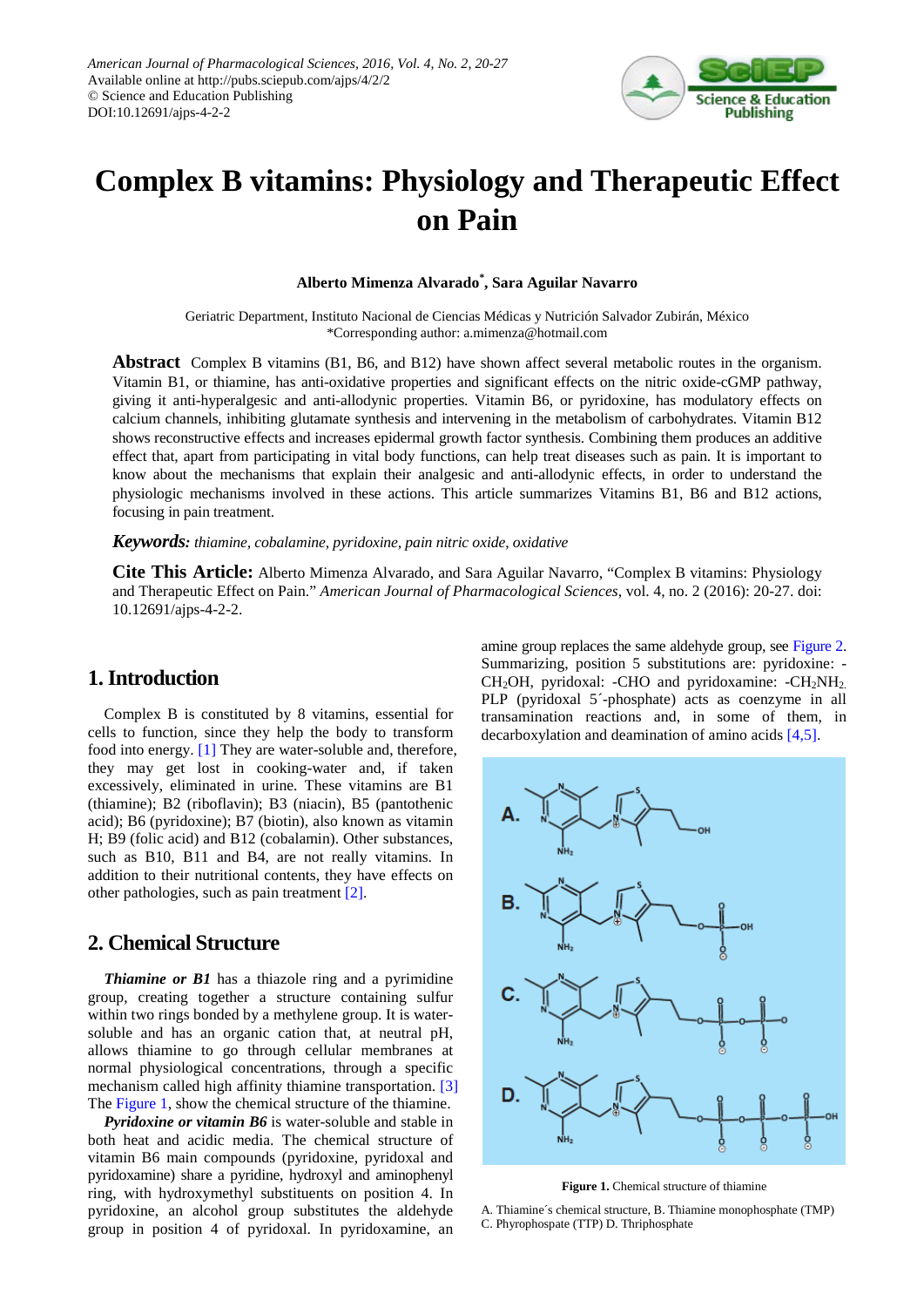# Complex B vitamins: Physiology and Therapeutic Effect on Pain

**Alberto Mimenza Alvarado*, Sara Aguilar Navarro**

Geriatric Department, Instituto Nacional de Ciencias Médicas y Nutrición Salvador Zubirán, México
*Corresponding author: a.mimenza@hotmail.com

**Abstract** Complex B vitamins (B1, B6, and B12) have shown affect several metabolic routes in the organism. Vitamin B1, or thiamine, has anti-oxidative properties and significant effects on the nitric oxide-cGMP pathway, giving it anti-hyperalgesic and anti-allodynic properties. Vitamin B6, or pyridoxine, has modulatory effects on calcium channels, inhibiting glutamate synthesis and intervening in the metabolism of carbohydrates. Vitamin B12 shows reconstructive effects and increases epidermal growth factor synthesis. Combining them produces an additive effect that, apart from participating in vital body functions, can help treat diseases such as pain. It is important to know about the mechanisms that explain their analgesic and anti-allodynic effects, in order to understand the physiologic mechanisms involved in these actions. This article summarizes Vitamins B1, B6 and B12 actions, focusing in pain treatment.

***Keywords:*** *thiamine, cobalamine, pyridoxine, pain nitric oxide, oxidative*

**Cite This Article:** Alberto Mimenza Alvarado, and Sara Aguilar Navarro, "Complex B vitamins: Physiology and Therapeutic Effect on Pain." *American Journal of Pharmacological Sciences*, vol. 4, no. 2 (2016): 20-27. doi: 10.12691/ajps-4-2-2.

## 1. Introduction

Complex B is constituted by 8 vitamins, essential for cells to function, since they help the body to transform food into energy. [1] They are water-soluble and, therefore, they may get lost in cooking-water and, if taken excessively, eliminated in urine. These vitamins are B1 (thiamine); B2 (riboflavin); B3 (niacin), B5 (pantothenic acid); B6 (pyridoxine); B7 (biotin), also known as vitamin H; B9 (folic acid) and B12 (cobalamin). Other substances, such as B10, B11 and B4, are not really vitamins. In addition to their nutritional contents, they have effects on other pathologies, such as pain treatment [2].

## 2. Chemical Structure

***Thiamine or B1*** has a thiazole ring and a pyrimidine group, creating together a structure containing sulfur within two rings bonded by a methylene group. It is water-soluble and has an organic cation that, at neutral pH, allows thiamine to go through cellular membranes at normal physiological concentrations, through a specific mechanism called high affinity thiamine transportation. [3] The Figure 1, show the chemical structure of the thiamine.

***Pyridoxine or vitamin B6*** is water-soluble and stable in both heat and acidic media. The chemical structure of vitamin B6 main compounds (pyridoxine, pyridoxal and pyridoxamine) share a pyridine, hydroxyl and aminophenyl ring, with hydroxymethyl substituents on position 4. In pyridoxine, an alcohol group substitutes the aldehyde group in position 4 of pyridoxal. In pyridoxamine, an amine group replaces the same aldehyde group, see Figure 2. Summarizing, position 5 substitutions are: pyridoxine: -$CH_2OH$, pyridoxal: -CHO and pyridoxamine: -$CH_2NH_2$. PLP (pyridoxal 5´-phosphate) acts as coenzyme in all transamination reactions and, in some of them, in decarboxylation and deamination of amino acids [4,5].

**Figure 1.** Chemical structure of thiamine

A. Thiamine´s chemical structure, B. Thiamine monophosphate (TMP) C. Phyrophospate (TTP) D. Thriphosphate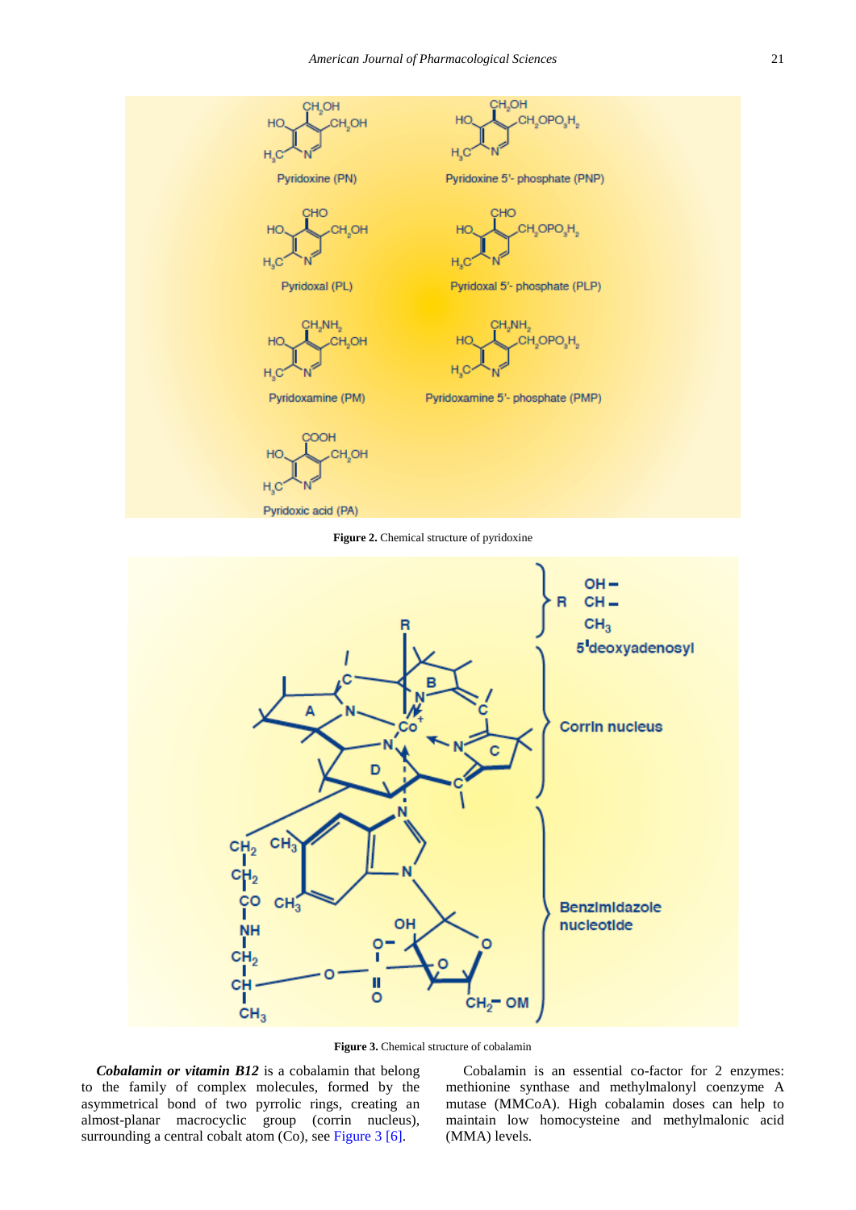Figure 2. Chemical structure of pyridoxine

Figure 3. Chemical structure of cobalamin

***Cobalamin or vitamin B12*** is a cobalamin that belong to the family of complex molecules, formed by the asymmetrical bond of two pyrrolic rings, creating an almost-planar macrocyclic group (corrin nucleus), surrounding a central cobalt atom (Co), see Figure 3 [6].

Cobalamin is an essential co-factor for 2 enzymes: methionine synthase and methylmalonyl coenzyme A mutase (MMCoA). High cobalamin doses can help to maintain low homocysteine and methylmalonic acid (MMA) levels.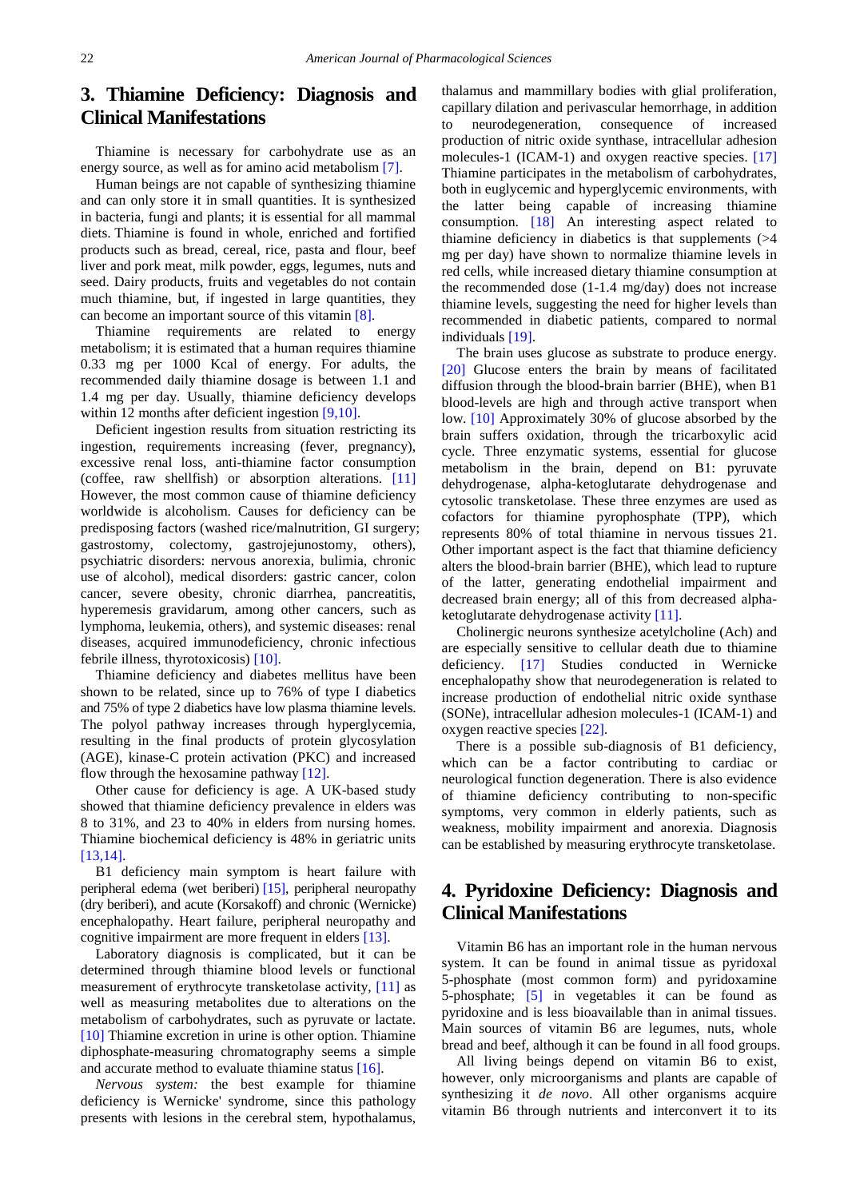## 3. Thiamine Deficiency: Diagnosis and Clinical Manifestations

Thiamine is necessary for carbohydrate use as an energy source, as well as for amino acid metabolism [7].

Human beings are not capable of synthesizing thiamine and can only store it in small quantities. It is synthesized in bacteria, fungi and plants; it is essential for all mammal diets. Thiamine is found in whole, enriched and fortified products such as bread, cereal, rice, pasta and flour, beef liver and pork meat, milk powder, eggs, legumes, nuts and seed. Dairy products, fruits and vegetables do not contain much thiamine, but, if ingested in large quantities, they can become an important source of this vitamin [8].

Thiamine requirements are related to energy metabolism; it is estimated that a human requires thiamine 0.33 mg per 1000 Kcal of energy. For adults, the recommended daily thiamine dosage is between 1.1 and 1.4 mg per day. Usually, thiamine deficiency develops within 12 months after deficient ingestion [9,10].

Deficient ingestion results from situation restricting its ingestion, requirements increasing (fever, pregnancy), excessive renal loss, anti-thiamine factor consumption (coffee, raw shellfish) or absorption alterations. [11] However, the most common cause of thiamine deficiency worldwide is alcoholism. Causes for deficiency can be predisposing factors (washed rice/malnutrition, GI surgery; gastrostomy, colectomy, gastrojejunostomy, others), psychiatric disorders: nervous anorexia, bulimia, chronic use of alcohol), medical disorders: gastric cancer, colon cancer, severe obesity, chronic diarrhea, pancreatitis, hyperemesis gravidarum, among other cancers, such as lymphoma, leukemia, others), and systemic diseases: renal diseases, acquired immunodeficiency, chronic infectious febrile illness, thyrotoxicosis) [10].

Thiamine deficiency and diabetes mellitus have been shown to be related, since up to 76% of type I diabetics and 75% of type 2 diabetics have low plasma thiamine levels. The polyol pathway increases through hyperglycemia, resulting in the final products of protein glycosylation (AGE), kinase-C protein activation (PKC) and increased flow through the hexosamine pathway [12].

Other cause for deficiency is age. A UK-based study showed that thiamine deficiency prevalence in elders was 8 to 31%, and 23 to 40% in elders from nursing homes. Thiamine biochemical deficiency is 48% in geriatric units [13,14].

B1 deficiency main symptom is heart failure with peripheral edema (wet beriberi) [15], peripheral neuropathy (dry beriberi), and acute (Korsakoff) and chronic (Wernicke) encephalopathy. Heart failure, peripheral neuropathy and cognitive impairment are more frequent in elders [13].

Laboratory diagnosis is complicated, but it can be determined through thiamine blood levels or functional measurement of erythrocyte transketolase activity, [11] as well as measuring metabolites due to alterations on the metabolism of carbohydrates, such as pyruvate or lactate. [10] Thiamine excretion in urine is other option. Thiamine diphosphate-measuring chromatography seems a simple and accurate method to evaluate thiamine status [16].

*Nervous system:* the best example for thiamine deficiency is Wernicke' syndrome, since this pathology presents with lesions in the cerebral stem, hypothalamus, thalamus and mammillary bodies with glial proliferation, capillary dilation and perivascular hemorrhage, in addition to neurodegeneration, consequence of increased production of nitric oxide synthase, intracellular adhesion molecules-1 (ICAM-1) and oxygen reactive species. [17] Thiamine participates in the metabolism of carbohydrates, both in euglycemic and hyperglycemic environments, with the latter being capable of increasing thiamine consumption. [18] An interesting aspect related to thiamine deficiency in diabetics is that supplements (>4 mg per day) have shown to normalize thiamine levels in red cells, while increased dietary thiamine consumption at the recommended dose (1-1.4 mg/day) does not increase thiamine levels, suggesting the need for higher levels than recommended in diabetic patients, compared to normal individuals [19].

The brain uses glucose as substrate to produce energy. [20] Glucose enters the brain by means of facilitated diffusion through the blood-brain barrier (BHE), when B1 blood-levels are high and through active transport when low. [10] Approximately 30% of glucose absorbed by the brain suffers oxidation, through the tricarboxylic acid cycle. Three enzymatic systems, essential for glucose metabolism in the brain, depend on B1: pyruvate dehydrogenase, alpha-ketoglutarate dehydrogenase and cytosolic transketolase. These three enzymes are used as cofactors for thiamine pyrophosphate (TPP), which represents 80% of total thiamine in nervous tissues 21. Other important aspect is the fact that thiamine deficiency alters the blood-brain barrier (BHE), which lead to rupture of the latter, generating endothelial impairment and decreased brain energy; all of this from decreased alpha-ketoglutarate dehydrogenase activity [11].

Cholinergic neurons synthesize acetylcholine (Ach) and are especially sensitive to cellular death due to thiamine deficiency. [17] Studies conducted in Wernicke encephalopathy show that neurodegeneration is related to increase production of endothelial nitric oxide synthase (SONe), intracellular adhesion molecules-1 (ICAM-1) and oxygen reactive species [22].

There is a possible sub-diagnosis of B1 deficiency, which can be a factor contributing to cardiac or neurological function degeneration. There is also evidence of thiamine deficiency contributing to non-specific symptoms, very common in elderly patients, such as weakness, mobility impairment and anorexia. Diagnosis can be established by measuring erythrocyte transketolase.

## 4. Pyridoxine Deficiency: Diagnosis and Clinical Manifestations

Vitamin B6 has an important role in the human nervous system. It can be found in animal tissue as pyridoxal 5-phosphate (most common form) and pyridoxamine 5-phosphate; [5] in vegetables it can be found as pyridoxine and is less bioavailable than in animal tissues. Main sources of vitamin B6 are legumes, nuts, whole bread and beef, although it can be found in all food groups.

All living beings depend on vitamin B6 to exist, however, only microorganisms and plants are capable of synthesizing it *de novo*. All other organisms acquire vitamin B6 through nutrients and interconvert it to its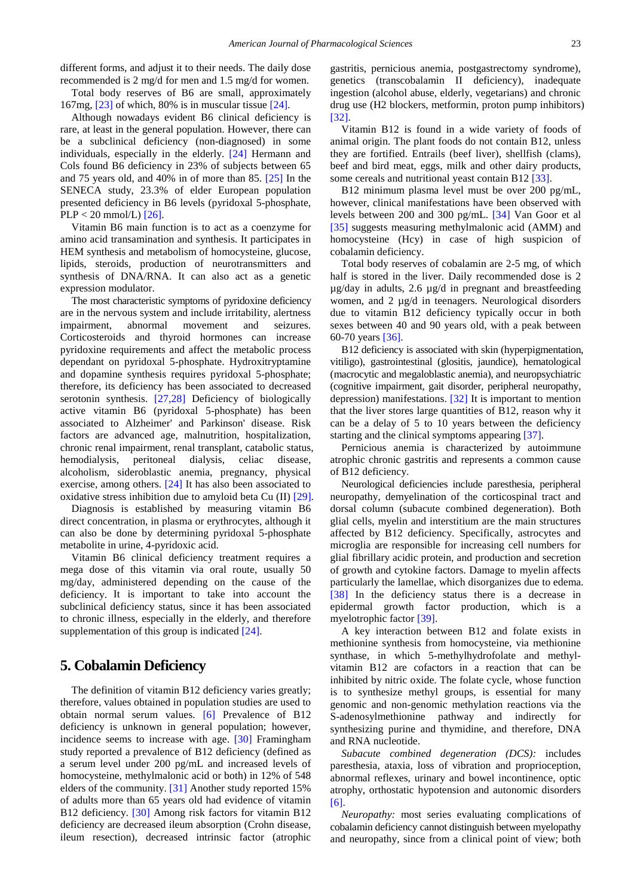different forms, and adjust it to their needs. The daily dose recommended is 2 mg/d for men and 1.5 mg/d for women.

Total body reserves of B6 are small, approximately 167mg, [23] of which, 80% is in muscular tissue [24].

Although nowadays evident B6 clinical deficiency is rare, at least in the general population. However, there can be a subclinical deficiency (non-diagnosed) in some individuals, especially in the elderly. [24] Hermann and Cols found B6 deficiency in 23% of subjects between 65 and 75 years old, and 40% in of more than 85. [25] In the SENECA study, 23.3% of elder European population presented deficiency in B6 levels (pyridoxal 5-phosphate, PLP < 20 mmol/L) [26].

Vitamin B6 main function is to act as a coenzyme for amino acid transamination and synthesis. It participates in HEM synthesis and metabolism of homocysteine, glucose, lipids, steroids, production of neurotransmitters and synthesis of DNA/RNA. It can also act as a genetic expression modulator.

The most characteristic symptoms of pyridoxine deficiency are in the nervous system and include irritability, alertness impairment, abnormal movement and seizures. Corticosteroids and thyroid hormones can increase pyridoxine requirements and affect the metabolic process dependant on pyridoxal 5-phosphate. Hydroxitryptamine and dopamine synthesis requires pyridoxal 5-phosphate; therefore, its deficiency has been associated to decreased serotonin synthesis. [27,28] Deficiency of biologically active vitamin B6 (pyridoxal 5-phosphate) has been associated to Alzheimer' and Parkinson' disease. Risk factors are advanced age, malnutrition, hospitalization, chronic renal impairment, renal transplant, catabolic status, hemodialysis, peritoneal dialysis, celiac disease, alcoholism, sideroblastic anemia, pregnancy, physical exercise, among others. [24] It has also been associated to oxidative stress inhibition due to amyloid beta Cu (II) [29].

Diagnosis is established by measuring vitamin B6 direct concentration, in plasma or erythrocytes, although it can also be done by determining pyridoxal 5-phosphate metabolite in urine, 4-pyridoxic acid.

Vitamin B6 clinical deficiency treatment requires a mega dose of this vitamin via oral route, usually 50 mg/day, administered depending on the cause of the deficiency. It is important to take into account the subclinical deficiency status, since it has been associated to chronic illness, especially in the elderly, and therefore supplementation of this group is indicated [24].

## 5. Cobalamin Deficiency

The definition of vitamin B12 deficiency varies greatly; therefore, values obtained in population studies are used to obtain normal serum values. [6] Prevalence of B12 deficiency is unknown in general population; however, incidence seems to increase with age. [30] Framingham study reported a prevalence of B12 deficiency (defined as a serum level under 200 pg/mL and increased levels of homocysteine, methylmalonic acid or both) in 12% of 548 elders of the community. [31] Another study reported 15% of adults more than 65 years old had evidence of vitamin B12 deficiency. [30] Among risk factors for vitamin B12 deficiency are decreased ileum absorption (Crohn disease, ileum resection), decreased intrinsic factor (atrophic gastritis, pernicious anemia, postgastrectomy syndrome), genetics (transcobalamin II deficiency), inadequate ingestion (alcohol abuse, elderly, vegetarians) and chronic drug use (H2 blockers, metformin, proton pump inhibitors) [32].

Vitamin B12 is found in a wide variety of foods of animal origin. The plant foods do not contain B12, unless they are fortified. Entrails (beef liver), shellfish (clams), beef and bird meat, eggs, milk and other dairy products, some cereals and nutritional yeast contain B12 [33].

B12 minimum plasma level must be over 200 pg/mL, however, clinical manifestations have been observed with levels between 200 and 300 pg/mL. [34] Van Goor et al [35] suggests measuring methylmalonic acid (AMM) and homocysteine (Hcy) in case of high suspicion of cobalamin deficiency.

Total body reserves of cobalamin are 2-5 mg, of which half is stored in the liver. Daily recommended dose is 2 µg/day in adults, 2.6 µg/d in pregnant and breastfeeding women, and 2 µg/d in teenagers. Neurological disorders due to vitamin B12 deficiency typically occur in both sexes between 40 and 90 years old, with a peak between 60-70 years [36].

B12 deficiency is associated with skin (hyperpigmentation, vitiligo), gastrointestinal (glositis, jaundice), hematological (macrocytic and megaloblastic anemia), and neuropsychiatric (cognitive impairment, gait disorder, peripheral neuropathy, depression) manifestations. [32] It is important to mention that the liver stores large quantities of B12, reason why it can be a delay of 5 to 10 years between the deficiency starting and the clinical symptoms appearing [37].

Pernicious anemia is characterized by autoimmune atrophic chronic gastritis and represents a common cause of B12 deficiency.

Neurological deficiencies include paresthesia, peripheral neuropathy, demyelination of the corticospinal tract and dorsal column (subacute combined degeneration). Both glial cells, myelin and interstitium are the main structures affected by B12 deficiency. Specifically, astrocytes and microglia are responsible for increasing cell numbers for glial fibrillary acidic protein, and production and secretion of growth and cytokine factors. Damage to myelin affects particularly the lamellae, which disorganizes due to edema. [38] In the deficiency status there is a decrease in epidermal growth factor production, which is a myelotrophic factor [39].

A key interaction between B12 and folate exists in methionine synthesis from homocysteine, via methionine synthase, in which 5-methylhydrofolate and methyl-vitamin B12 are cofactors in a reaction that can be inhibited by nitric oxide. The folate cycle, whose function is to synthesize methyl groups, is essential for many genomic and non-genomic methylation reactions via the S-adenosylmethionine pathway and indirectly for synthesizing purine and thymidine, and therefore, DNA and RNA nucleotide.

*Subacute combined degeneration (DCS):* includes paresthesia, ataxia, loss of vibration and proprioception, abnormal reflexes, urinary and bowel incontinence, optic atrophy, orthostatic hypotension and autonomic disorders [6].

*Neuropathy:* most series evaluating complications of cobalamin deficiency cannot distinguish between myelopathy and neuropathy, since from a clinical point of view; both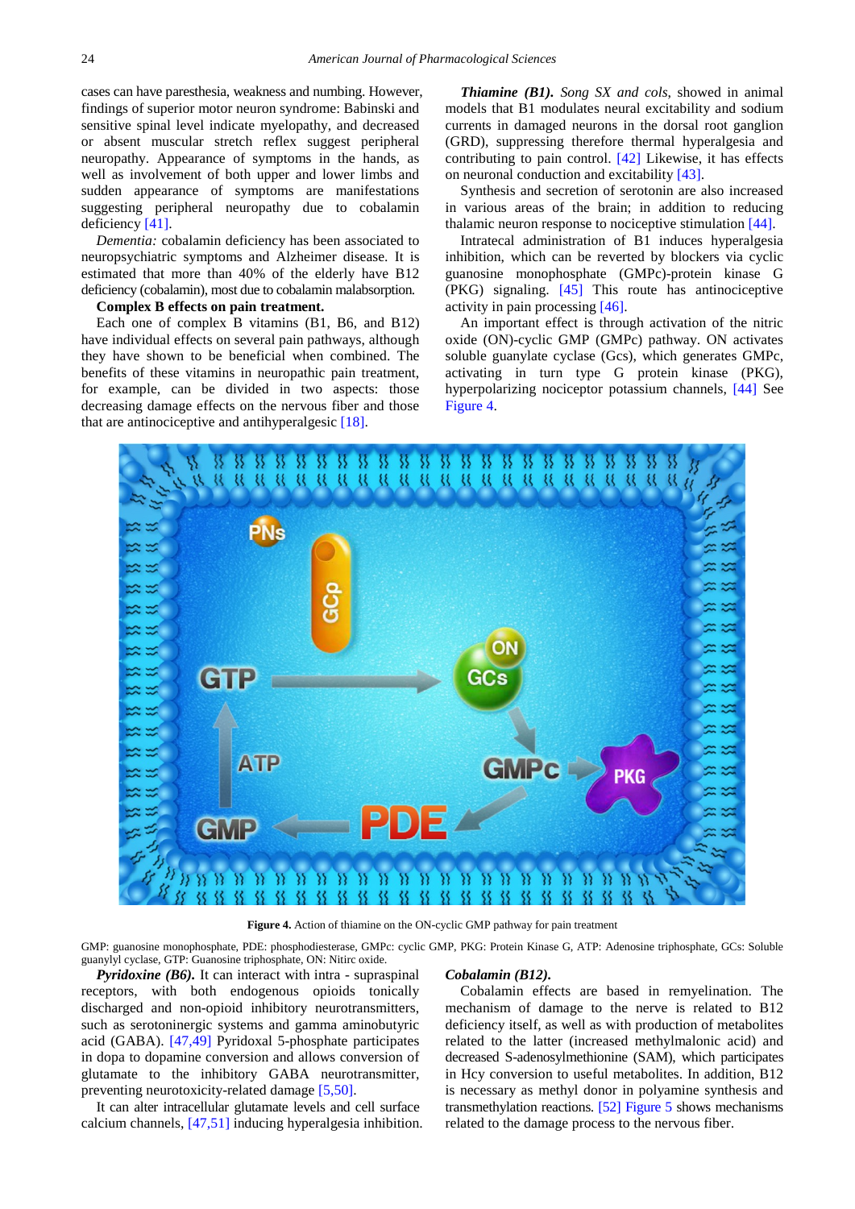cases can have paresthesia, weakness and numbing. However, findings of superior motor neuron syndrome: Babinski and sensitive spinal level indicate myelopathy, and decreased or absent muscular stretch reflex suggest peripheral neuropathy. Appearance of symptoms in the hands, as well as involvement of both upper and lower limbs and sudden appearance of symptoms are manifestations suggesting peripheral neuropathy due to cobalamin deficiency [41].

*Dementia:* cobalamin deficiency has been associated to neuropsychiatric symptoms and Alzheimer disease. It is estimated that more than 40% of the elderly have B12 deficiency (cobalamin), most due to cobalamin malabsorption.

**Complex B effects on pain treatment.**

Each one of complex B vitamins (B1, B6, and B12) have individual effects on several pain pathways, although they have shown to be beneficial when combined. The benefits of these vitamins in neuropathic pain treatment, for example, can be divided in two aspects: those decreasing damage effects on the nervous fiber and those that are antinociceptive and antihyperalgesic [18].

***Thiamine (B1).*** *Song SX and cols,* showed in animal models that B1 modulates neural excitability and sodium currents in damaged neurons in the dorsal root ganglion (GRD), suppressing therefore thermal hyperalgesia and contributing to pain control. [42] Likewise, it has effects on neuronal conduction and excitability [43].

Synthesis and secretion of serotonin are also increased in various areas of the brain; in addition to reducing thalamic neuron response to nociceptive stimulation [44].

Intratecal administration of B1 induces hyperalgesia inhibition, which can be reverted by blockers via cyclic guanosine monophosphate (GMPc)-protein kinase G (PKG) signaling. [45] This route has antinociceptive activity in pain processing [46].

An important effect is through activation of the nitric oxide (ON)-cyclic GMP (GMPc) pathway. ON activates soluble guanylate cyclase (Gcs), which generates GMPc, activating in turn type G protein kinase (PKG), hyperpolarizing nociceptor potassium channels, [44] See Figure 4.

**Figure 4.** Action of thiamine on the ON-cyclic GMP pathway for pain treatment

GMP: guanosine monophosphate, PDE: phosphodiesterase, GMPc: cyclic GMP, PKG: Protein Kinase G, ATP: Adenosine triphosphate, GCs: Soluble guanylyl cyclase, GTP: Guanosine triphosphate, ON: Nitirc oxide.

***Pyridoxine (B6).*** It can interact with intra - supraspinal receptors, with both endogenous opioids tonically discharged and non-opioid inhibitory neurotransmitters, such as serotoninergic systems and gamma aminobutyric acid (GABA). [47,49] Pyridoxal 5-phosphate participates in dopa to dopamine conversion and allows conversion of glutamate to the inhibitory GABA neurotransmitter, preventing neurotoxicity-related damage [5,50].

It can alter intracellular glutamate levels and cell surface calcium channels, [47,51] inducing hyperalgesia inhibition.

***Cobalamin (B12).***

Cobalamin effects are based in remyelination. The mechanism of damage to the nerve is related to B12 deficiency itself, as well as with production of metabolites related to the latter (increased methylmalonic acid) and decreased S-adenosylmethionine (SAM), which participates in Hcy conversion to useful metabolites. In addition, B12 is necessary as methyl donor in polyamine synthesis and transmethylation reactions. [52] Figure 5 shows mechanisms related to the damage process to the nervous fiber.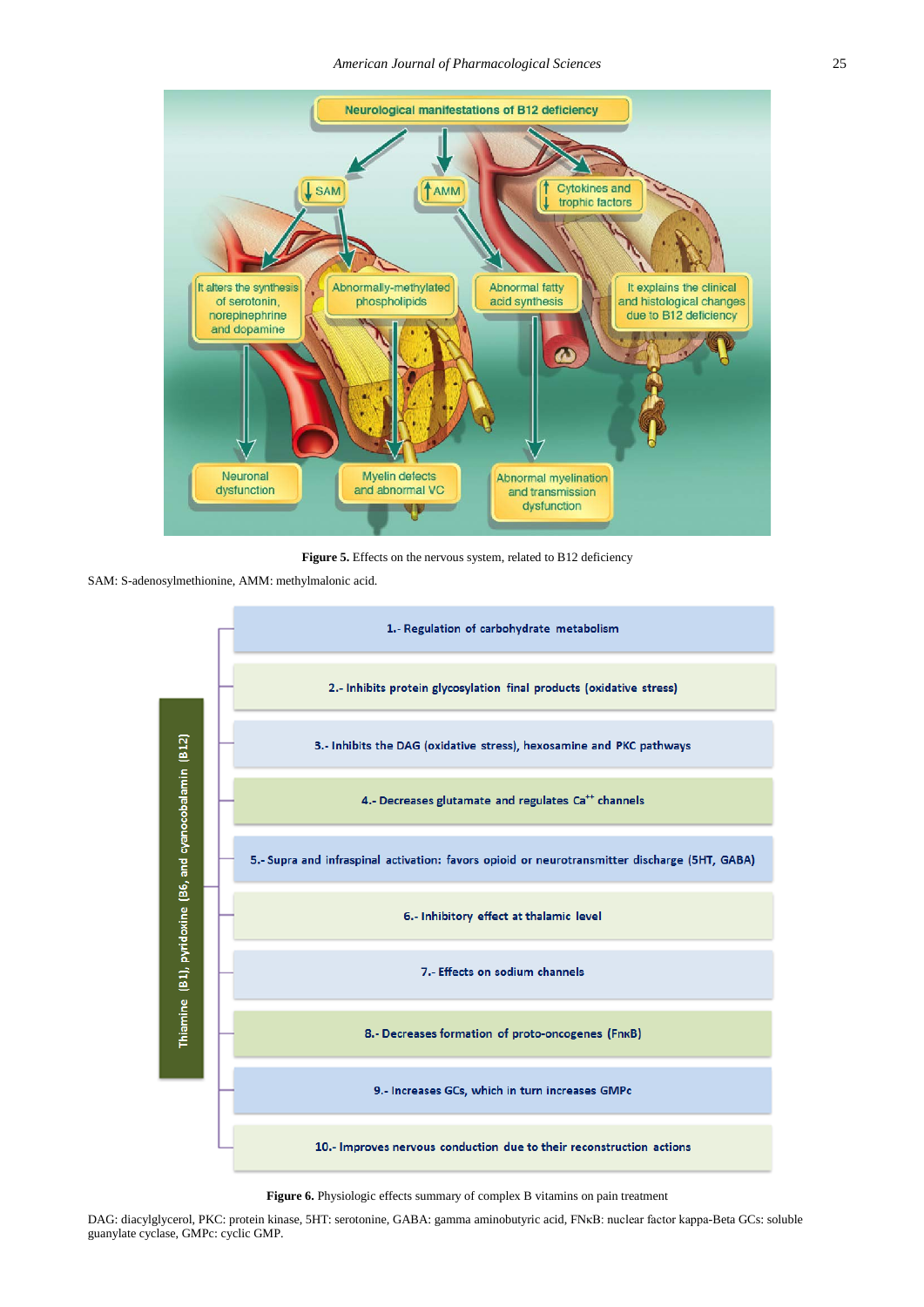**Figure 5.** Effects on the nervous system, related to B12 deficiency

SAM: S-adenosylmethionine, AMM: methylmalonic acid.

Thiamine (B1), pyridoxine (B6, and cyanocobalamin (B12)

1.- Regulation of carbohydrate metabolism

2.- Inhibits protein glycosylation final products (oxidative stress)

3.- Inhibits the DAG (oxidative stress), hexosamine and PKC pathways

4.- Decreases glutamate and regulates $Ca^{++}$ channels

5.- Supra and infraspinal activation: favors opioid or neurotransmitter discharge (5HT, GABA)

6.- Inhibitory effect at thalamic level

7.- Effects on sodium channels

8.- Decreases formation of proto-oncogenes (FnκB)

9.- Increases GCs, which in turn increases GMPc

10.- Improves nervous conduction due to their reconstruction actions

**Figure 6.** Physiologic effects summary of complex B vitamins on pain treatment

DAG: diacylglycerol, PKC: protein kinase, 5HT: serotonine, GABA: gamma aminobutyric acid, FNκB: nuclear factor kappa-Beta GCs: soluble guanylate cyclase, GMPc: cyclic GMP.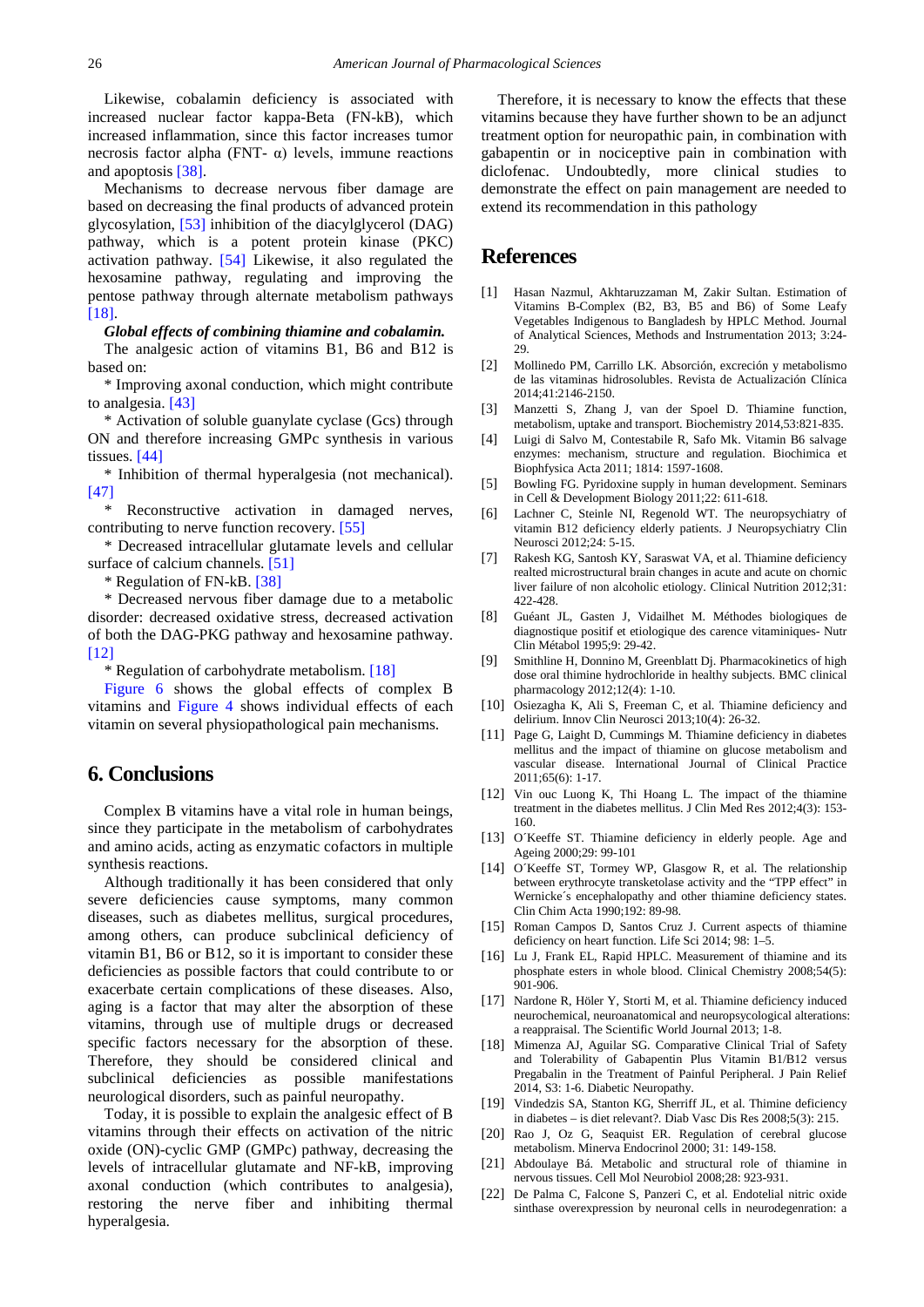Likewise, cobalamin deficiency is associated with increased nuclear factor kappa-Beta (FN-kB), which increased inflammation, since this factor increases tumor necrosis factor alpha (FNT- α) levels, immune reactions and apoptosis [38].

Mechanisms to decrease nervous fiber damage are based on decreasing the final products of advanced protein glycosylation, [53] inhibition of the diacylglycerol (DAG) pathway, which is a potent protein kinase (PKC) activation pathway. [54] Likewise, it also regulated the hexosamine pathway, regulating and improving the pentose pathway through alternate metabolism pathways [18].

***Global effects of combining thiamine and cobalamin.***

The analgesic action of vitamins B1, B6 and B12 is based on:

* Improving axonal conduction, which might contribute to analgesia. [43]

* Activation of soluble guanylate cyclase (Gcs) through ON and therefore increasing GMPc synthesis in various tissues. [44]

* Inhibition of thermal hyperalgesia (not mechanical). [47]

* Reconstructive activation in damaged nerves, contributing to nerve function recovery. [55]

* Decreased intracellular glutamate levels and cellular surface of calcium channels. [51]

* Regulation of FN-kB. [38]

* Decreased nervous fiber damage due to a metabolic disorder: decreased oxidative stress, decreased activation of both the DAG-PKG pathway and hexosamine pathway. [12]

* Regulation of carbohydrate metabolism. [18]

Figure 6 shows the global effects of complex B vitamins and Figure 4 shows individual effects of each vitamin on several physiopathological pain mechanisms.

## 6. Conclusions

Complex B vitamins have a vital role in human beings, since they participate in the metabolism of carbohydrates and amino acids, acting as enzymatic cofactors in multiple synthesis reactions.

Although traditionally it has been considered that only severe deficiencies cause symptoms, many common diseases, such as diabetes mellitus, surgical procedures, among others, can produce subclinical deficiency of vitamin B1, B6 or B12, so it is important to consider these deficiencies as possible factors that could contribute to or exacerbate certain complications of these diseases. Also, aging is a factor that may alter the absorption of these vitamins, through use of multiple drugs or decreased specific factors necessary for the absorption of these. Therefore, they should be considered clinical and subclinical deficiencies as possible manifestations neurological disorders, such as painful neuropathy.

Today, it is possible to explain the analgesic effect of B vitamins through their effects on activation of the nitric oxide (ON)-cyclic GMP (GMPc) pathway, decreasing the levels of intracellular glutamate and NF-kB, improving axonal conduction (which contributes to analgesia), restoring the nerve fiber and inhibiting thermal hyperalgesia.

Therefore, it is necessary to know the effects that these vitamins because they have further shown to be an adjunct treatment option for neuropathic pain, in combination with gabapentin or in nociceptive pain in combination with diclofenac. Undoubtedly, more clinical studies to demonstrate the effect on pain management are needed to extend its recommendation in this pathology

## References

[1] Hasan Nazmul, Akhtaruzzaman M, Zakir Sultan. Estimation of Vitamins B-Complex (B2, B3, B5 and B6) of Some Leafy Vegetables Indigenous to Bangladesh by HPLC Method. Journal of Analytical Sciences, Methods and Instrumentation 2013; 3:24-29.

[2] Mollinedo PM, Carrillo LK. Absorción, excreción y metabolismo de las vitaminas hidrosolubles. Revista de Actualización Clínica 2014;41:2146-2150.

[3] Manzetti S, Zhang J, van der Spoel D. Thiamine function, metabolism, uptake and transport. Biochemistry 2014,53:821-835.

[4] Luigi di Salvo M, Contestabile R, Safo Mk. Vitamin B6 salvage enzymes: mechanism, structure and regulation. Biochimica et Biophfysica Acta 2011; 1814: 1597-1608.

[5] Bowling FG. Pyridoxine supply in human development. Seminars in Cell & Development Biology 2011;22: 611-618.

[6] Lachner C, Steinle NI, Regenold WT. The neuropsychiatry of vitamin B12 deficiency elderly patients. J Neuropsychiatry Clin Neurosci 2012;24: 5-15.

[7] Rakesh KG, Santosh KY, Saraswat VA, et al. Thiamine deficiency realted microstructural brain changes in acute and acute on chornic liver failure of non alcoholic etiology. Clinical Nutrition 2012;31: 422-428.

[8] Guéant JL, Gasten J, Vidailhet M. Méthodes biologiques de diagnostique positif et etiologique des carence vitaminiques- Nutr Clin Métabol 1995;9: 29-42.

[9] Smithline H, Donnino M, Greenblatt Dj. Pharmacokinetics of high dose oral thimine hydrochloride in healthy subjects. BMC clinical pharmacology 2012;12(4): 1-10.

[10] Osiezagha K, Ali S, Freeman C, et al. Thiamine deficiency and delirium. Innov Clin Neurosci 2013;10(4): 26-32.

[11] Page G, Laight D, Cummings M. Thiamine deficiency in diabetes mellitus and the impact of thiamine on glucose metabolism and vascular disease. International Journal of Clinical Practice 2011;65(6): 1-17.

[12] Vin ouc Luong K, Thi Hoang L. The impact of the thiamine treatment in the diabetes mellitus. J Clin Med Res 2012;4(3): 153-160.

[13] O´Keeffe ST. Thiamine deficiency in elderly people. Age and Ageing 2000;29: 99-101

[14] O´Keeffe ST, Tormey WP, Glasgow R, et al. The relationship between erythrocyte transketolase activity and the "TPP effect" in Wernicke´s encephalopathy and other thiamine deficiency states. Clin Chim Acta 1990;192: 89-98.

[15] Roman Campos D, Santos Cruz J. Current aspects of thiamine deficiency on heart function. Life Sci 2014; 98: 1–5.

[16] Lu J, Frank EL, Rapid HPLC. Measurement of thiamine and its phosphate esters in whole blood. Clinical Chemistry 2008;54(5): 901-906.

[17] Nardone R, Höler Y, Storti M, et al. Thiamine deficiency induced neurochemical, neuroanatomical and neuropsycological alterations: a reappraisal. The Scientific World Journal 2013; 1-8.

[18] Mimenza AJ, Aguilar SG. Comparative Clinical Trial of Safety and Tolerability of Gabapentin Plus Vitamin B1/B12 versus Pregabalin in the Treatment of Painful Peripheral. J Pain Relief 2014, S3: 1-6. Diabetic Neuropathy.

[19] Vindedzis SA, Stanton KG, Sherriff JL, et al. Thimine deficiency in diabetes – is diet relevant?. Diab Vasc Dis Res 2008;5(3): 215.

[20] Rao J, Oz G, Seaquist ER. Regulation of cerebral glucose metabolism. Minerva Endocrinol 2000; 31: 149-158.

[21] Abdoulaye Bá. Metabolic and structural role of thiamine in nervous tissues. Cell Mol Neurobiol 2008;28: 923-931.

[22] De Palma C, Falcone S, Panzeri C, et al. Endotelial nitric oxide sinthase overexpression by neuronal cells in neurodegenration: a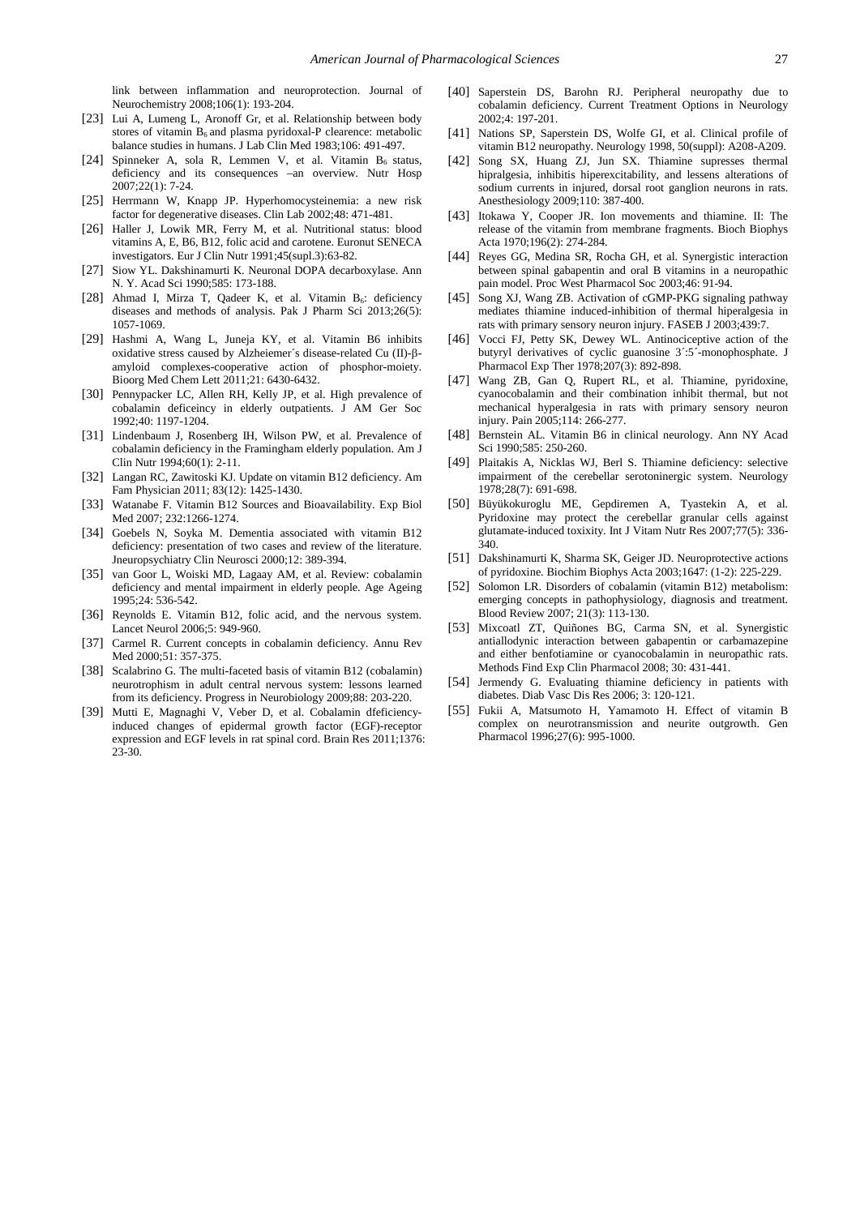link between inflammation and neuroprotection. Journal of Neurochemistry 2008;106(1): 193-204.

[23] Lui A, Lumeng L, Aronoff Gr, et al. Relationship between body stores of vitamin $B_6$ and plasma pyridoxal-P clearence: metabolic balance studies in humans. J Lab Clin Med 1983;106: 491-497.

[24] Spinneker A, sola R, Lemmen V, et al. Vitamin $B_6$ status, deficiency and its consequences –an overview. Nutr Hosp 2007;22(1): 7-24.

[25] Herrmann W, Knapp JP. Hyperhomocysteinemia: a new risk factor for degenerative diseases. Clin Lab 2002;48: 471-481.

[26] Haller J, Lowik MR, Ferry M, et al. Nutritional status: blood vitamins A, E, B6, B12, folic acid and carotene. Euronut SENECA investigators. Eur J Clin Nutr 1991;45(supl.3):63-82.

[27] Siow YL. Dakshinamurti K. Neuronal DOPA decarboxylase. Ann N. Y. Acad Sci 1990;585: 173-188.

[28] Ahmad I, Mirza T, Qadeer K, et al. Vitamin $B_6$: deficiency diseases and methods of analysis. Pak J Pharm Sci 2013;26(5): 1057-1069.

[29] Hashmi A, Wang L, Juneja KY, et al. Vitamin B6 inhibits oxidative stress caused by Alzheiemer´s disease-related Cu (II)-β-amyloid complexes-cooperative action of phosphor-moiety. Bioorg Med Chem Lett 2011;21: 6430-6432.

[30] Pennypacker LC, Allen RH, Kelly JP, et al. High prevalence of cobalamin deficeincy in elderly outpatients. J AM Ger Soc 1992;40: 1197-1204.

[31] Lindenbaum J, Rosenberg IH, Wilson PW, et al. Prevalence of cobalamin deficiency in the Framingham elderly population. Am J Clin Nutr 1994;60(1): 2-11.

[32] Langan RC, Zawitoski KJ. Update on vitamin B12 deficiency. Am Fam Physician 2011; 83(12): 1425-1430.

[33] Watanabe F. Vitamin B12 Sources and Bioavailability. Exp Biol Med 2007; 232:1266-1274.

[34] Goebels N, Soyka M. Dementia associated with vitamin B12 deficiency: presentation of two cases and review of the literature. Jneuropsychiatry Clin Neurosci 2000;12: 389-394.

[35] van Goor L, Woiski MD, Lagaay AM, et al. Review: cobalamin deficiency and mental impairment in elderly people. Age Ageing 1995;24: 536-542.

[36] Reynolds E. Vitamin B12, folic acid, and the nervous system. Lancet Neurol 2006;5: 949-960.

[37] Carmel R. Current concepts in cobalamin deficiency. Annu Rev Med 2000;51: 357-375.

[38] Scalabrino G. The multi-faceted basis of vitamin B12 (cobalamin) neurotrophism in adult central nervous system: lessons learned from its deficiency. Progress in Neurobiology 2009;88: 203-220.

[39] Mutti E, Magnaghi V, Veber D, et al. Cobalamin dfeficiency-induced changes of epidermal growth factor (EGF)-receptor expression and EGF levels in rat spinal cord. Brain Res 2011;1376: 23-30.

[40] Saperstein DS, Barohn RJ. Peripheral neuropathy due to cobalamin deficiency. Current Treatment Options in Neurology 2002;4: 197-201.

[41] Nations SP, Saperstein DS, Wolfe GI, et al. Clinical profile of vitamin B12 neuropathy. Neurology 1998, 50(suppl): A208-A209.

[42] Song SX, Huang ZJ, Jun SX. Thiamine supresses thermal hipralgesia, inhibitis hiperexcitability, and lessens alterations of sodium currents in injured, dorsal root ganglion neurons in rats. Anesthesiology 2009;110: 387-400.

[43] Itokawa Y, Cooper JR. Ion movements and thiamine. II: The release of the vitamin from membrane fragments. Bioch Biophys Acta 1970;196(2): 274-284.

[44] Reyes GG, Medina SR, Rocha GH, et al. Synergistic interaction between spinal gabapentin and oral B vitamins in a neuropathic pain model. Proc West Pharmacol Soc 2003;46: 91-94.

[45] Song XJ, Wang ZB. Activation of cGMP-PKG signaling pathway mediates thiamine induced-inhibition of thermal hiperalgesia in rats with primary sensory neuron injury. FASEB J 2003;439:7.

[46] Vocci FJ, Petty SK, Dewey WL. Antinociceptive action of the butyryl derivatives of cyclic guanosine 3´:5´-monophosphate. J Pharmacol Exp Ther 1978;207(3): 892-898.

[47] Wang ZB, Gan Q, Rupert RL, et al. Thiamine, pyridoxine, cyanocobalamin and their combination inhibit thermal, but not mechanical hyperalgesia in rats with primary sensory neuron injury. Pain 2005;114: 266-277.

[48] Bernstein AL. Vitamin B6 in clinical neurology. Ann NY Acad Sci 1990;585: 250-260.

[49] Plaitakis A, Nicklas WJ, Berl S. Thiamine deficiency: selective impairment of the cerebellar serotoninergic system. Neurology 1978;28(7): 691-698.

[50] Büyükokuroglu ME, Gepdiremen A, Tyastekin A, et al. Pyridoxine may protect the cerebellar granular cells against glutamate-induced toxixity. Int J Vitam Nutr Res 2007;77(5): 336-340.

[51] Dakshinamurti K, Sharma SK, Geiger JD. Neuroprotective actions of pyridoxine. Biochim Biophys Acta 2003;1647: (1-2): 225-229.

[52] Solomon LR. Disorders of cobalamin (vitamin B12) metabolism: emerging concepts in pathophysiology, diagnosis and treatment. Blood Review 2007; 21(3): 113-130.

[53] Mixcoatl ZT, Quiñones BG, Carma SN, et al. Synergistic antiallodynic interaction between gabapentin or carbamazepine and either benfotiamine or cyanocobalamin in neuropathic rats. Methods Find Exp Clin Pharmacol 2008; 30: 431-441.

[54] Jermendy G. Evaluating thiamine deficiency in patients with diabetes. Diab Vasc Dis Res 2006; 3: 120-121.

[55] Fukii A, Matsumoto H, Yamamoto H. Effect of vitamin B complex on neurotransmission and neurite outgrowth. Gen Pharmacol 1996;27(6): 995-1000.